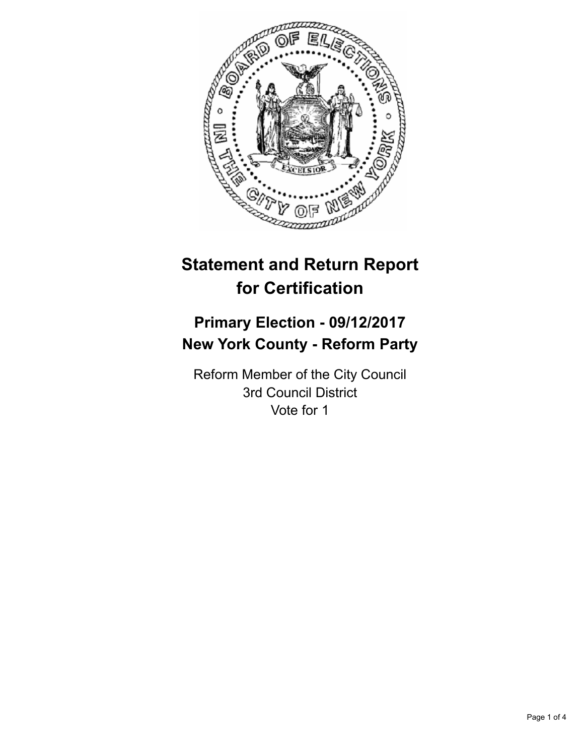# Statement and Return Report for Certification

## Primary Election - 09/12/2017
## New York County - Reform Party

Reform Member of the City Council
3rd Council District
Vote for 1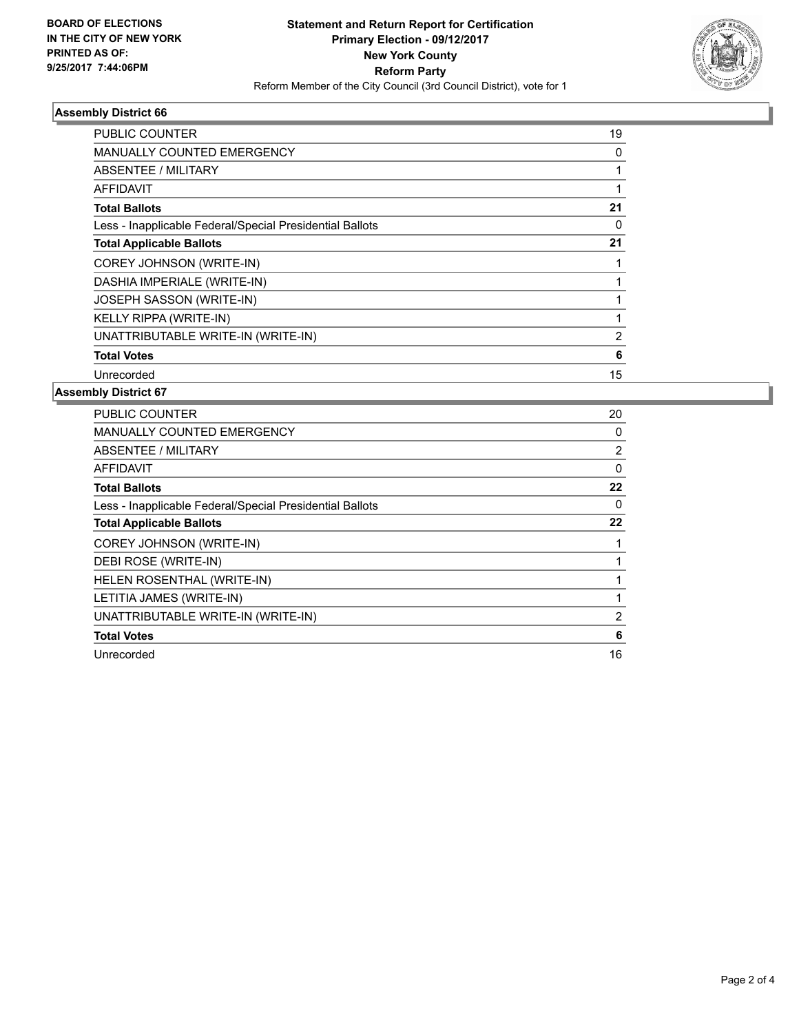**BOARD OF ELECTIONS IN THE CITY OF NEW YORK PRINTED AS OF: 9/25/2017 7:44:06PM**

# Statement and Return Report for Certification
## Primary Election - 09/12/2017
## New York County
## Reform Party
Reform Member of the City Council (3rd Council District), vote for 1

### Assembly District 66

| | |
|---|---|
| PUBLIC COUNTER | 19 |
| MANUALLY COUNTED EMERGENCY | 0 |
| ABSENTEE / MILITARY | 1 |
| AFFIDAVIT | 1 |
| **Total Ballots** | **21** |
| Less - Inapplicable Federal/Special Presidential Ballots | 0 |
| **Total Applicable Ballots** | **21** |
| COREY JOHNSON (WRITE-IN) | 1 |
| DASHIA IMPERIALE (WRITE-IN) | 1 |
| JOSEPH SASSON (WRITE-IN) | 1 |
| KELLY RIPPA (WRITE-IN) | 1 |
| UNATTRIBUTABLE WRITE-IN (WRITE-IN) | 2 |
| **Total Votes** | **6** |
| Unrecorded | 15 |

### Assembly District 67

| | |
|---|---|
| PUBLIC COUNTER | 20 |
| MANUALLY COUNTED EMERGENCY | 0 |
| ABSENTEE / MILITARY | 2 |
| AFFIDAVIT | 0 |
| **Total Ballots** | **22** |
| Less - Inapplicable Federal/Special Presidential Ballots | 0 |
| **Total Applicable Ballots** | **22** |
| COREY JOHNSON (WRITE-IN) | 1 |
| DEBI ROSE (WRITE-IN) | 1 |
| HELEN ROSENTHAL (WRITE-IN) | 1 |
| LETITIA JAMES (WRITE-IN) | 1 |
| UNATTRIBUTABLE WRITE-IN (WRITE-IN) | 2 |
| **Total Votes** | **6** |
| Unrecorded | 16 |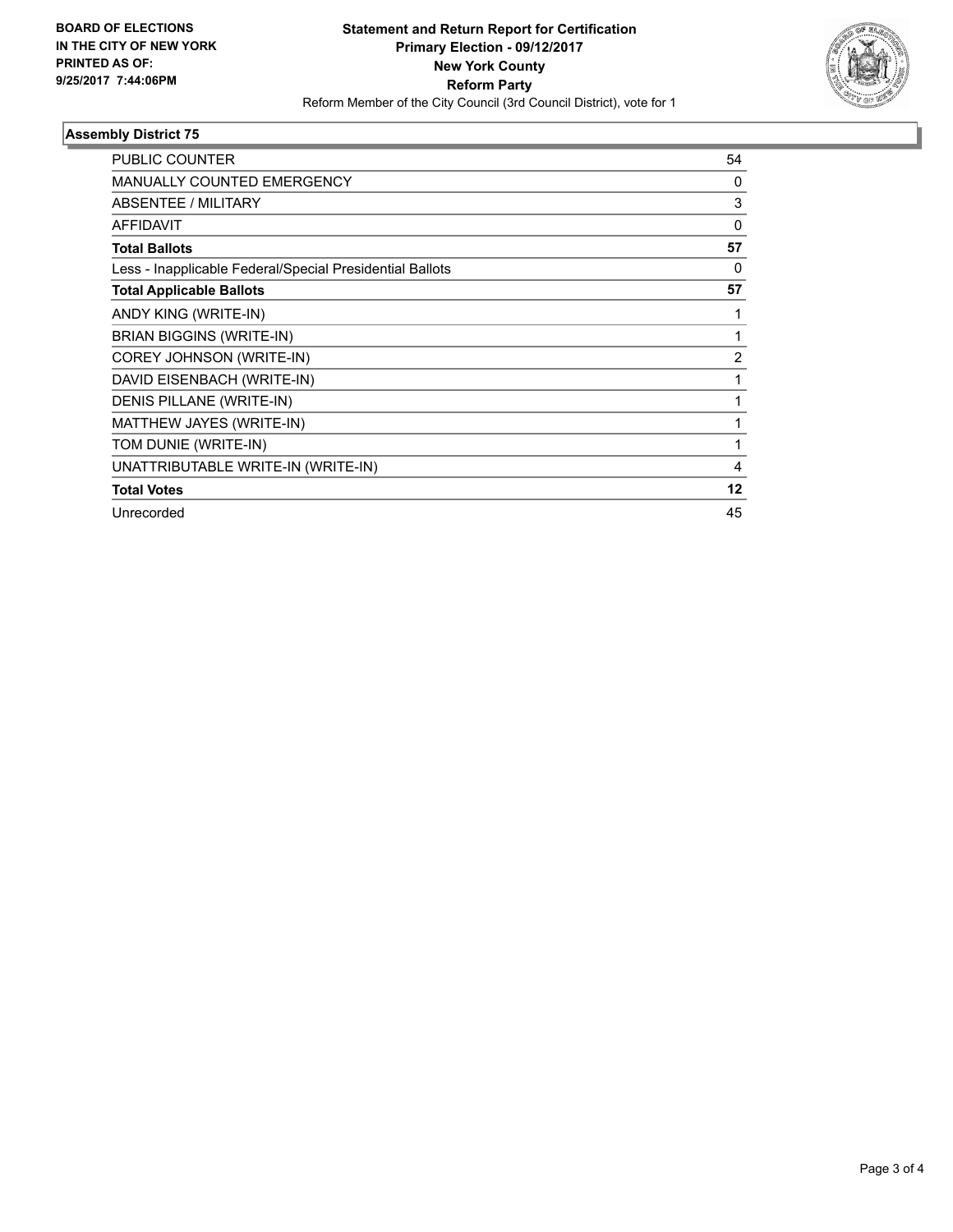**BOARD OF ELECTIONS IN THE CITY OF NEW YORK PRINTED AS OF: 9/25/2017 7:44:06PM**

**Statement and Return Report for Certification**
**Primary Election - 09/12/2017**
**New York County**
**Reform Party**
Reform Member of the City Council (3rd Council District), vote for 1

## Assembly District 75

| | |
|---|---|
| PUBLIC COUNTER | 54 |
| MANUALLY COUNTED EMERGENCY | 0 |
| ABSENTEE / MILITARY | 3 |
| AFFIDAVIT | 0 |
| **Total Ballots** | **57** |
| Less - Inapplicable Federal/Special Presidential Ballots | 0 |
| **Total Applicable Ballots** | **57** |
| ANDY KING (WRITE-IN) | 1 |
| BRIAN BIGGINS (WRITE-IN) | 1 |
| COREY JOHNSON (WRITE-IN) | 2 |
| DAVID EISENBACH (WRITE-IN) | 1 |
| DENIS PILLANE (WRITE-IN) | 1 |
| MATTHEW JAYES (WRITE-IN) | 1 |
| TOM DUNIE (WRITE-IN) | 1 |
| UNATTRIBUTABLE WRITE-IN (WRITE-IN) | 4 |
| **Total Votes** | **12** |
| Unrecorded | 45 |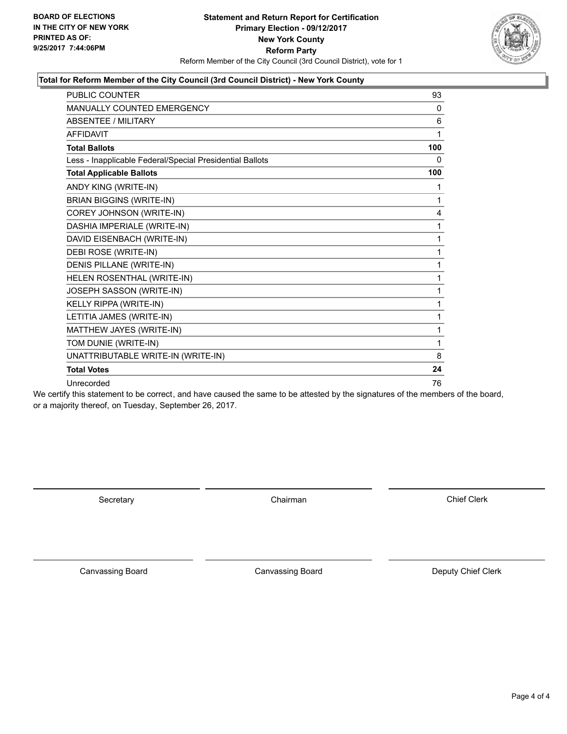**BOARD OF ELECTIONS IN THE CITY OF NEW YORK PRINTED AS OF: 9/25/2017 7:44:06PM**

**Statement and Return Report for Certification**
**Primary Election - 09/12/2017**
**New York County**
**Reform Party**
Reform Member of the City Council (3rd Council District), vote for 1

**Total for Reform Member of the City Council (3rd Council District) - New York County**

| | |
|---|---|
| PUBLIC COUNTER | 93 |
| MANUALLY COUNTED EMERGENCY | 0 |
| ABSENTEE / MILITARY | 6 |
| AFFIDAVIT | 1 |
| **Total Ballots** | **100** |
| Less - Inapplicable Federal/Special Presidential Ballots | 0 |
| **Total Applicable Ballots** | **100** |
| ANDY KING (WRITE-IN) | 1 |
| BRIAN BIGGINS (WRITE-IN) | 1 |
| COREY JOHNSON (WRITE-IN) | 4 |
| DASHIA IMPERIALE (WRITE-IN) | 1 |
| DAVID EISENBACH (WRITE-IN) | 1 |
| DEBI ROSE (WRITE-IN) | 1 |
| DENIS PILLANE (WRITE-IN) | 1 |
| HELEN ROSENTHAL (WRITE-IN) | 1 |
| JOSEPH SASSON (WRITE-IN) | 1 |
| KELLY RIPPA (WRITE-IN) | 1 |
| LETITIA JAMES (WRITE-IN) | 1 |
| MATTHEW JAYES (WRITE-IN) | 1 |
| TOM DUNIE (WRITE-IN) | 1 |
| UNATTRIBUTABLE WRITE-IN (WRITE-IN) | 8 |
| **Total Votes** | **24** |
| Unrecorded | 76 |

We certify this statement to be correct, and have caused the same to be attested by the signatures of the members of the board, or a majority thereof, on Tuesday, September 26, 2017.

Secretary

Chairman

Chief Clerk

Canvassing Board

Canvassing Board

Deputy Chief Clerk